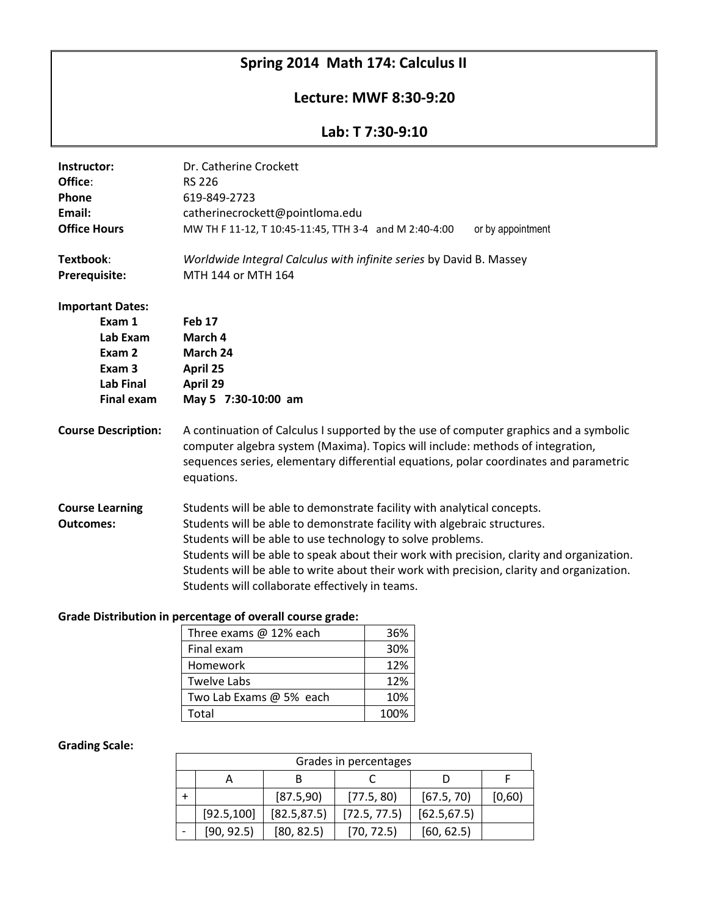# Spring 2014 Math 174: Calculus II

## Lecture: MWF 8:30-9:20

## Lab: T 7:30-9:10

**Instructor:** Dr. Catherine Crockett
**Office**: RS 226
**Phone** 619-849-2723
**Email:** catherinecrockett@pointloma.edu
**Office Hours** MW TH F 11-12, T 10:45-11:45, TTH 3-4 and M 2:40-4:00 or by appointment

**Textbook**: *Worldwide Integral Calculus with infinite series* by David B. Massey
**Prerequisite:** MTH 144 or MTH 164

**Important Dates:**

- **Exam 1** **Feb 17**
- **Lab Exam** **March 4**
- **Exam 2** **March 24**
- **Exam 3** **April 25**
- **Lab Final** **April 29**
- **Final exam** **May 5 7:30-10:00 am**

**Course Description:** A continuation of Calculus I supported by the use of computer graphics and a symbolic computer algebra system (Maxima). Topics will include: methods of integration, sequences series, elementary differential equations, polar coordinates and parametric equations.

**Course Learning Outcomes:**
Students will be able to demonstrate facility with analytical concepts.
Students will be able to demonstrate facility with algebraic structures.
Students will be able to use technology to solve problems.
Students will be able to speak about their work with precision, clarity and organization.
Students will be able to write about their work with precision, clarity and organization.
Students will collaborate effectively in teams.

**Grade Distribution in percentage of overall course grade:**

| Component | Percentage |
|---|---|
| Three exams @ 12% each | 36% |
| Final exam | 30% |
| Homework | 12% |
| Twelve Labs | 12% |
| Two Lab Exams @ 5% each | 10% |
| Total | 100% |

**Grading Scale:**

| Grades in percentages | | | | | |
|---|---|---|---|---|---|
| | A | B | C | D | F |
| + | | [87.5,90) | [77.5, 80) | [67.5, 70) | [0,60) |
| | [92.5,100] | [82.5,87.5) | [72.5, 77.5) | [62.5,67.5) | |
| - | [90, 92.5) | [80, 82.5) | [70, 72.5) | [60, 62.5) | |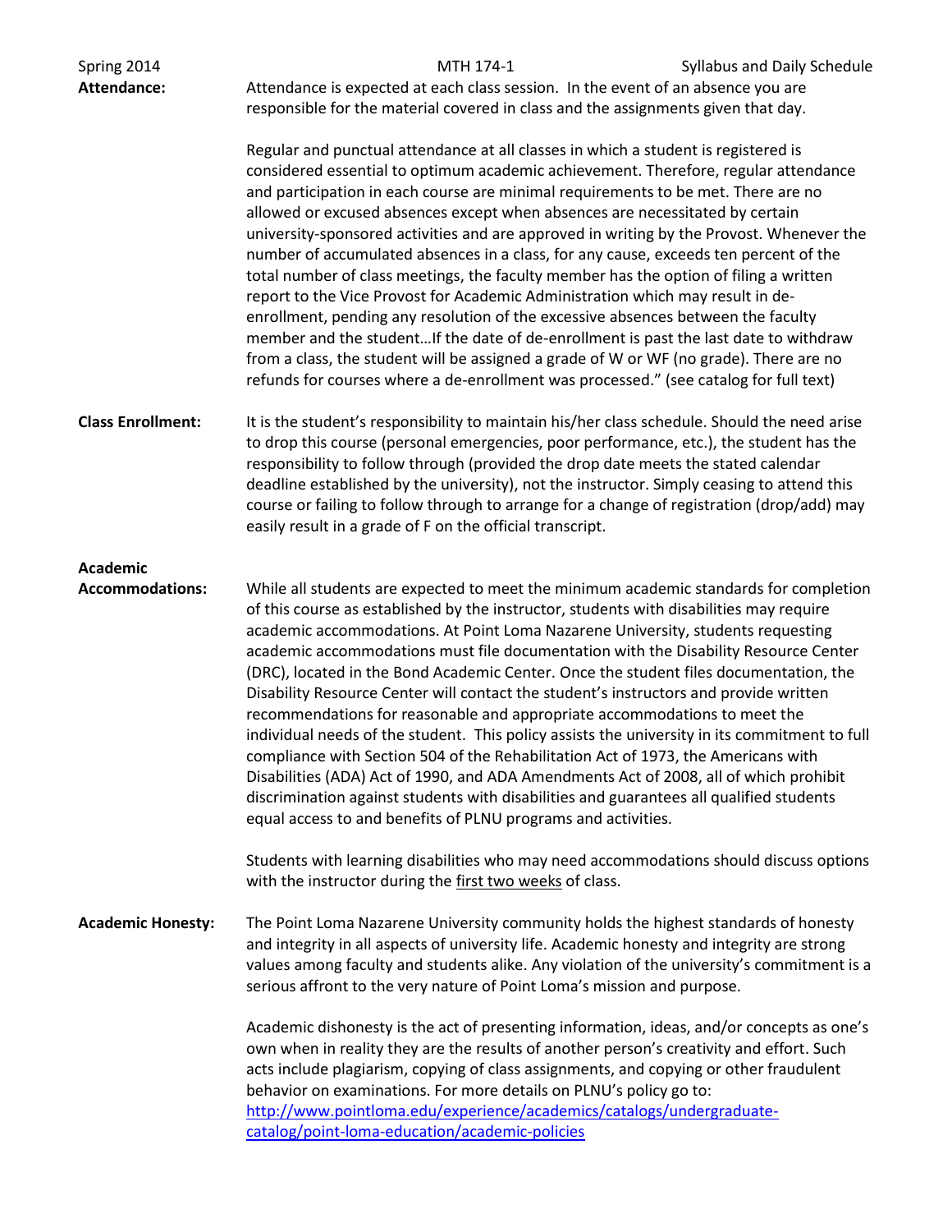**Attendance:** Attendance is expected at each class session. In the event of an absence you are responsible for the material covered in class and the assignments given that day.

Regular and punctual attendance at all classes in which a student is registered is considered essential to optimum academic achievement. Therefore, regular attendance and participation in each course are minimal requirements to be met. There are no allowed or excused absences except when absences are necessitated by certain university-sponsored activities and are approved in writing by the Provost. Whenever the number of accumulated absences in a class, for any cause, exceeds ten percent of the total number of class meetings, the faculty member has the option of filing a written report to the Vice Provost for Academic Administration which may result in de-enrollment, pending any resolution of the excessive absences between the faculty member and the student…If the date of de-enrollment is past the last date to withdraw from a class, the student will be assigned a grade of W or WF (no grade). There are no refunds for courses where a de-enrollment was processed." (see catalog for full text)

**Class Enrollment:** It is the student's responsibility to maintain his/her class schedule. Should the need arise to drop this course (personal emergencies, poor performance, etc.), the student has the responsibility to follow through (provided the drop date meets the stated calendar deadline established by the university), not the instructor. Simply ceasing to attend this course or failing to follow through to arrange for a change of registration (drop/add) may easily result in a grade of F on the official transcript.

**Academic Accommodations:** While all students are expected to meet the minimum academic standards for completion of this course as established by the instructor, students with disabilities may require academic accommodations. At Point Loma Nazarene University, students requesting academic accommodations must file documentation with the Disability Resource Center (DRC), located in the Bond Academic Center. Once the student files documentation, the Disability Resource Center will contact the student's instructors and provide written recommendations for reasonable and appropriate accommodations to meet the individual needs of the student. This policy assists the university in its commitment to full compliance with Section 504 of the Rehabilitation Act of 1973, the Americans with Disabilities (ADA) Act of 1990, and ADA Amendments Act of 2008, all of which prohibit discrimination against students with disabilities and guarantees all qualified students equal access to and benefits of PLNU programs and activities.

Students with learning disabilities who may need accommodations should discuss options with the instructor during the first two weeks of class.

**Academic Honesty:** The Point Loma Nazarene University community holds the highest standards of honesty and integrity in all aspects of university life. Academic honesty and integrity are strong values among faculty and students alike. Any violation of the university's commitment is a serious affront to the very nature of Point Loma's mission and purpose.

Academic dishonesty is the act of presenting information, ideas, and/or concepts as one's own when in reality they are the results of another person's creativity and effort. Such acts include plagiarism, copying of class assignments, and copying or other fraudulent behavior on examinations. For more details on PLNU's policy go to: http://www.pointloma.edu/experience/academics/catalogs/undergraduate-catalog/point-loma-education/academic-policies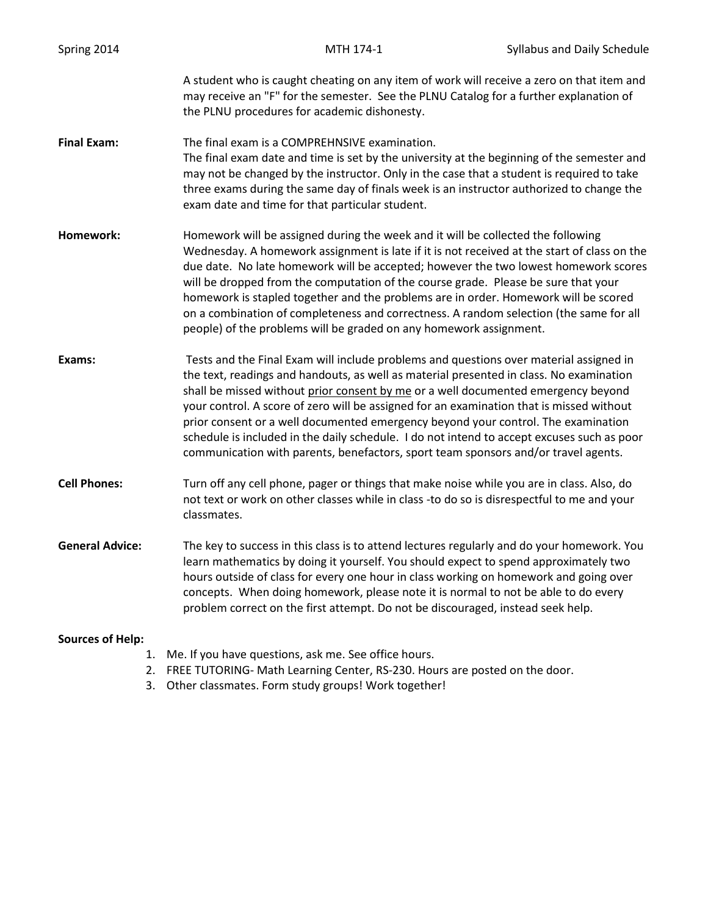A student who is caught cheating on any item of work will receive a zero on that item and may receive an "F" for the semester. See the PLNU Catalog for a further explanation of the PLNU procedures for academic dishonesty.

**Final Exam:** The final exam is a COMPREHNSIVE examination.
The final exam date and time is set by the university at the beginning of the semester and may not be changed by the instructor. Only in the case that a student is required to take three exams during the same day of finals week is an instructor authorized to change the exam date and time for that particular student.

**Homework:** Homework will be assigned during the week and it will be collected the following Wednesday. A homework assignment is late if it is not received at the start of class on the due date. No late homework will be accepted; however the two lowest homework scores will be dropped from the computation of the course grade. Please be sure that your homework is stapled together and the problems are in order. Homework will be scored on a combination of completeness and correctness. A random selection (the same for all people) of the problems will be graded on any homework assignment.

**Exams:** Tests and the Final Exam will include problems and questions over material assigned in the text, readings and handouts, as well as material presented in class. No examination shall be missed without <u>prior consent by me</u> or a well documented emergency beyond your control. A score of zero will be assigned for an examination that is missed without prior consent or a well documented emergency beyond your control. The examination schedule is included in the daily schedule. I do not intend to accept excuses such as poor communication with parents, benefactors, sport team sponsors and/or travel agents.

**Cell Phones:** Turn off any cell phone, pager or things that make noise while you are in class. Also, do not text or work on other classes while in class -to do so is disrespectful to me and your classmates.

**General Advice:** The key to success in this class is to attend lectures regularly and do your homework. You learn mathematics by doing it yourself. You should expect to spend approximately two hours outside of class for every one hour in class working on homework and going over concepts. When doing homework, please note it is normal to not be able to do every problem correct on the first attempt. Do not be discouraged, instead seek help.

**Sources of Help:**

1. Me. If you have questions, ask me. See office hours.
2. FREE TUTORING- Math Learning Center, RS-230. Hours are posted on the door.
3. Other classmates. Form study groups! Work together!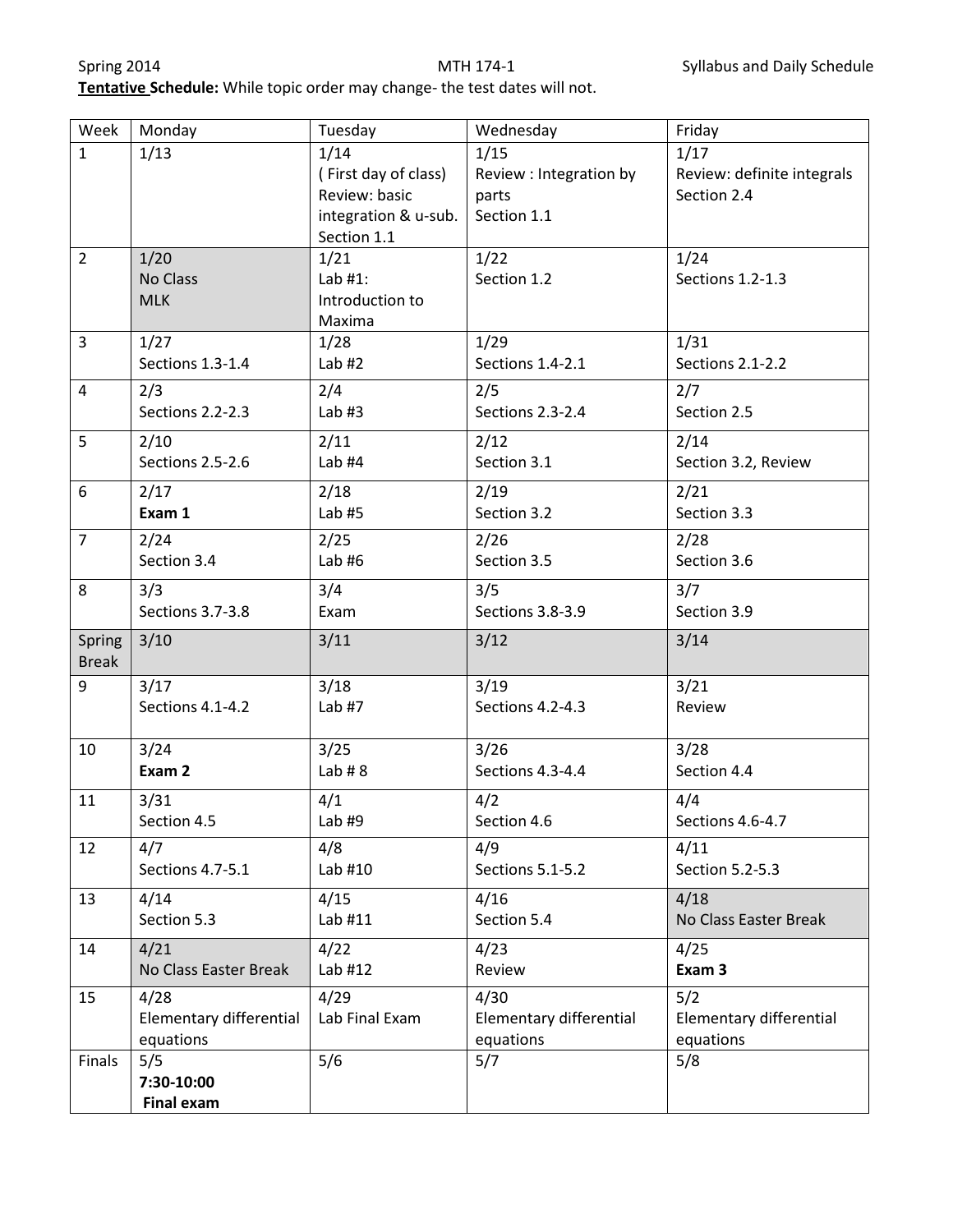Spring 2014 MTH 174-1 Syllabus and Daily Schedule

**Tentative Schedule:** While topic order may change- the test dates will not.

| Week | Monday | Tuesday | Wednesday | Friday |
|---|---|---|---|---|
| 1 | 1/13 | 1/14<br>( First day of class)<br>Review: basic integration & u-sub.<br>Section 1.1 | 1/15<br>Review : Integration by parts<br>Section 1.1 | 1/17<br>Review: definite integrals<br>Section 2.4 |
| 2 | 1/20<br>No Class<br>MLK | 1/21<br>Lab #1:<br>Introduction to Maxima | 1/22<br>Section 1.2 | 1/24<br>Sections 1.2-1.3 |
| 3 | 1/27<br>Sections 1.3-1.4 | 1/28<br>Lab #2 | 1/29<br>Sections 1.4-2.1 | 1/31<br>Sections 2.1-2.2 |
| 4 | 2/3<br>Sections 2.2-2.3 | 2/4<br>Lab #3 | 2/5<br>Sections 2.3-2.4 | 2/7<br>Section 2.5 |
| 5 | 2/10<br>Sections 2.5-2.6 | 2/11<br>Lab #4 | 2/12<br>Section 3.1 | 2/14<br>Section 3.2, Review |
| 6 | 2/17<br>**Exam 1** | 2/18<br>Lab #5 | 2/19<br>Section 3.2 | 2/21<br>Section 3.3 |
| 7 | 2/24<br>Section 3.4 | 2/25<br>Lab #6 | 2/26<br>Section 3.5 | 2/28<br>Section 3.6 |
| 8 | 3/3<br>Sections 3.7-3.8 | 3/4<br>Exam | 3/5<br>Sections 3.8-3.9 | 3/7<br>Section 3.9 |
| Spring Break | 3/10 | 3/11 | 3/12 | 3/14 |
| 9 | 3/17<br>Sections 4.1-4.2 | 3/18<br>Lab #7 | 3/19<br>Sections 4.2-4.3 | 3/21<br>Review |
| 10 | 3/24<br>**Exam 2** | 3/25<br>Lab # 8 | 3/26<br>Sections 4.3-4.4 | 3/28<br>Section 4.4 |
| 11 | 3/31<br>Section 4.5 | 4/1<br>Lab #9 | 4/2<br>Section 4.6 | 4/4<br>Sections 4.6-4.7 |
| 12 | 4/7<br>Sections 4.7-5.1 | 4/8<br>Lab #10 | 4/9<br>Sections 5.1-5.2 | 4/11<br>Section 5.2-5.3 |
| 13 | 4/14<br>Section 5.3 | 4/15<br>Lab #11 | 4/16<br>Section 5.4 | 4/18<br>No Class Easter Break |
| 14 | 4/21<br>No Class Easter Break | 4/22<br>Lab #12 | 4/23<br>Review | 4/25<br>**Exam 3** |
| 15 | 4/28<br>Elementary differential equations | 4/29<br>Lab Final Exam | 4/30<br>Elementary differential equations | 5/2<br>Elementary differential equations |
| Finals | 5/5<br>**7:30-10:00**<br>**Final exam** | 5/6 | 5/7 | 5/8 |